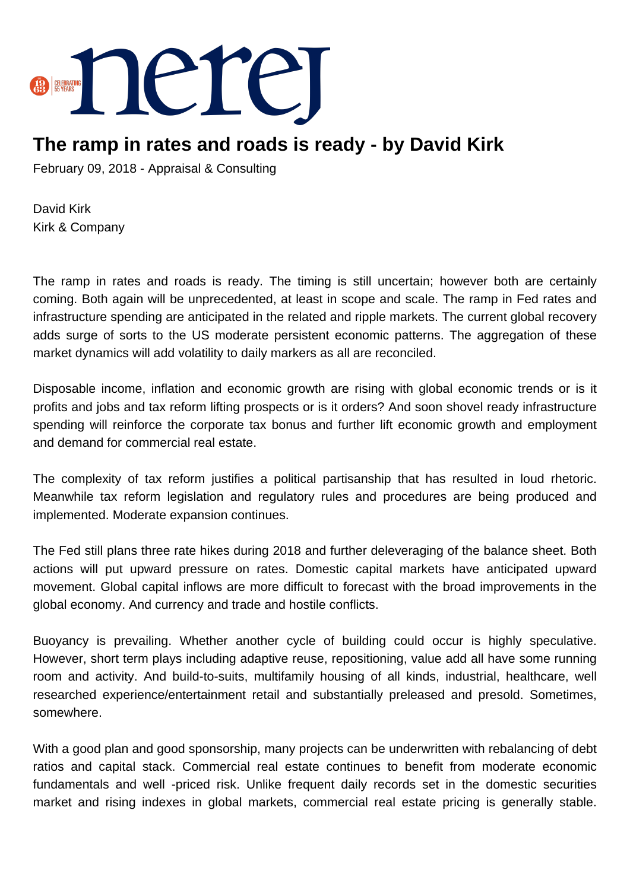# The ramp in rates and roads is ready - by David Kirk

February 09, 2018 - Appraisal & Consulting

David Kirk
Kirk & Company

The ramp in rates and roads is ready. The timing is still uncertain; however both are certainly coming. Both again will be unprecedented, at least in scope and scale. The ramp in Fed rates and infrastructure spending are anticipated in the related and ripple markets. The current global recovery adds surge of sorts to the US moderate persistent economic patterns. The aggregation of these market dynamics will add volatility to daily markers as all are reconciled.

Disposable income, inflation and economic growth are rising with global economic trends or is it profits and jobs and tax reform lifting prospects or is it orders? And soon shovel ready infrastructure spending will reinforce the corporate tax bonus and further lift economic growth and employment and demand for commercial real estate.

The complexity of tax reform justifies a political partisanship that has resulted in loud rhetoric. Meanwhile tax reform legislation and regulatory rules and procedures are being produced and implemented. Moderate expansion continues.

The Fed still plans three rate hikes during 2018 and further deleveraging of the balance sheet. Both actions will put upward pressure on rates. Domestic capital markets have anticipated upward movement. Global capital inflows are more difficult to forecast with the broad improvements in the global economy. And currency and trade and hostile conflicts.

Buoyancy is prevailing. Whether another cycle of building could occur is highly speculative. However, short term plays including adaptive reuse, repositioning, value add all have some running room and activity. And build-to-suits, multifamily housing of all kinds, industrial, healthcare, well researched experience/entertainment retail and substantially preleased and presold. Sometimes, somewhere.

With a good plan and good sponsorship, many projects can be underwritten with rebalancing of debt ratios and capital stack. Commercial real estate continues to benefit from moderate economic fundamentals and well -priced risk. Unlike frequent daily records set in the domestic securities market and rising indexes in global markets, commercial real estate pricing is generally stable.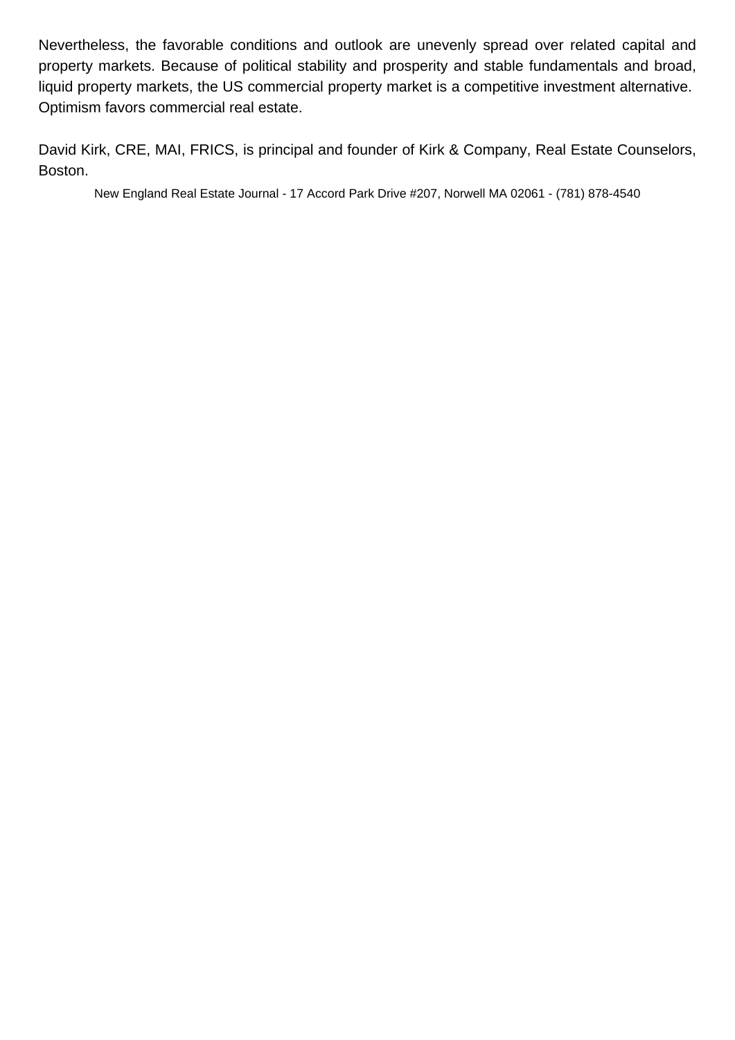Nevertheless, the favorable conditions and outlook are unevenly spread over related capital and property markets. Because of political stability and prosperity and stable fundamentals and broad, liquid property markets, the US commercial property market is a competitive investment alternative. Optimism favors commercial real estate.

David Kirk, CRE, MAI, FRICS, is principal and founder of Kirk & Company, Real Estate Counselors, Boston.